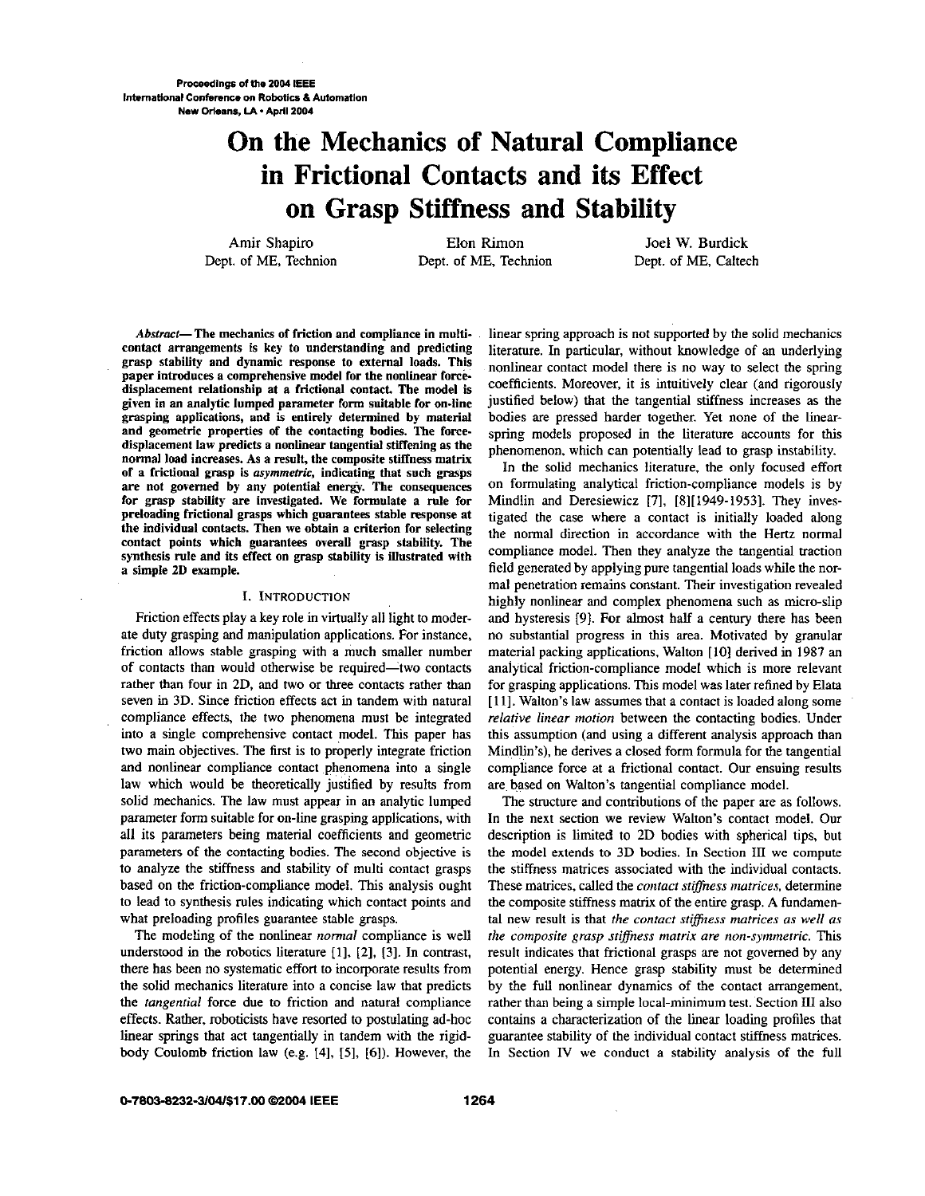# On the Mechanics of Natural Compliance in Frictional Contacts and its Effect on Grasp Stiffness and Stability

Amir Shapiro
Dept. of ME, Technion

Elon Rimon
Dept. of ME, Technion

Joel W. Burdick
Dept. of ME, Caltech

***Abstract*— The mechanics of friction and compliance in multi-contact arrangements is key to understanding and predicting grasp stability and dynamic response to external loads. This paper introduces a comprehensive model for the nonlinear force-displacement relationship at a frictional contact. The model is given in an analytic lumped parameter form suitable for on-line grasping applications, and is entirely determined by material and geometric properties of the contacting bodies. The force-displacement law predicts a nonlinear tangential stiffening as the normal load increases. As a result, the composite stiffness matrix of a frictional grasp is *asymmetric*, indicating that such grasps are not governed by any potential energy. The consequences for grasp stability are investigated. We formulate a rule for preloading frictional grasps which guarantees stable response at the individual contacts. Then we obtain a criterion for selecting contact points which guarantees overall grasp stability. The synthesis rule and its effect on grasp stability is illustrated with a simple 2D example.**

## I. Introduction

Friction effects play a key role in virtually all light to moderate duty grasping and manipulation applications. For instance, friction allows stable grasping with a much smaller number of contacts than would otherwise be required—two contacts rather than four in 2D, and two or three contacts rather than seven in 3D. Since friction effects act in tandem with natural compliance effects, the two phenomena must be integrated into a single comprehensive contact model. This paper has two main objectives. The first is to properly integrate friction and nonlinear compliance contact phenomena into a single law which would be theoretically justified by results from solid mechanics. The law must appear in an analytic lumped parameter form suitable for on-line grasping applications, with all its parameters being material coefficients and geometric parameters of the contacting bodies. The second objective is to analyze the stiffness and stability of multi contact grasps based on the friction-compliance model. This analysis ought to lead to synthesis rules indicating which contact points and what preloading profiles guarantee stable grasps.

The modeling of the nonlinear *normal* compliance is well understood in the robotics literature [1], [2], [3]. In contrast, there has been no systematic effort to incorporate results from the solid mechanics literature into a concise law that predicts the *tangential* force due to friction and natural compliance effects. Rather, roboticists have resorted to postulating ad-hoc linear springs that act tangentially in tandem with the rigid-body Coulomb friction law (e.g. [4], [5], [6]). However, the linear spring approach is not supported by the solid mechanics literature. In particular, without knowledge of an underlying nonlinear contact model there is no way to select the spring coefficients. Moreover, it is intuitively clear (and rigorously justified below) that the tangential stiffness increases as the bodies are pressed harder together. Yet none of the linear-spring models proposed in the literature accounts for this phenomenon, which can potentially lead to grasp instability.

In the solid mechanics literature, the only focused effort on formulating analytical friction-compliance models is by Mindlin and Deresiewicz [7], [8][1949-1953]. They investigated the case where a contact is initially loaded along the normal direction in accordance with the Hertz normal compliance model. Then they analyze the tangential traction field generated by applying pure tangential loads while the normal penetration remains constant. Their investigation revealed highly nonlinear and complex phenomena such as micro-slip and hysteresis [9]. For almost half a century there has been no substantial progress in this area. Motivated by granular material packing applications, Walton [10] derived in 1987 an analytical friction-compliance model which is more relevant for grasping applications. This model was later refined by Elata [11]. Walton's law assumes that a contact is loaded along some *relative linear motion* between the contacting bodies. Under this assumption (and using a different analysis approach than Mindlin's), he derives a closed form formula for the tangential compliance force at a frictional contact. Our ensuing results are based on Walton's tangential compliance model.

The structure and contributions of the paper are as follows. In the next section we review Walton's contact model. Our description is limited to 2D bodies with spherical tips, but the model extends to 3D bodies. In Section III we compute the stiffness matrices associated with the individual contacts. These matrices, called the *contact stiffness matrices*, determine the composite stiffness matrix of the entire grasp. A fundamental new result is that *the contact stiffness matrices as well as the composite grasp stiffness matrix are non-symmetric*. This result indicates that frictional grasps are not governed by any potential energy. Hence grasp stability must be determined by the full nonlinear dynamics of the contact arrangement, rather than being a simple local-minimum test. Section III also contains a characterization of the linear loading profiles that guarantee stability of the individual contact stiffness matrices. In Section IV we conduct a stability analysis of the full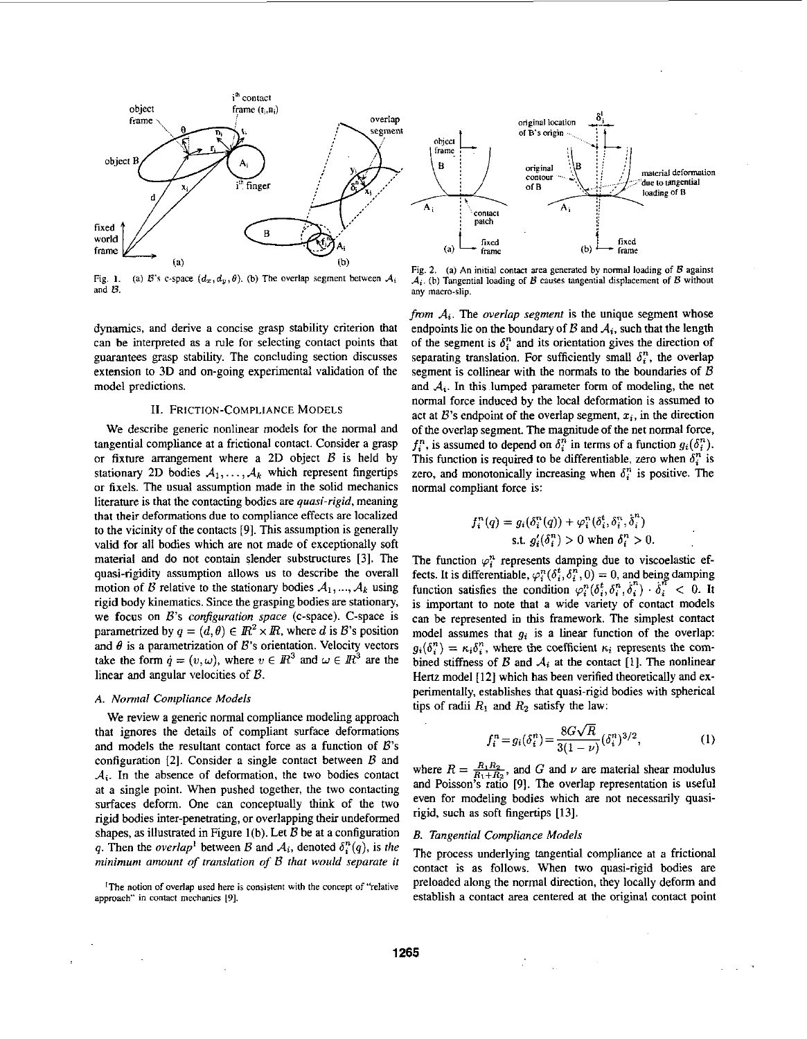Fig. 1. (a) $\mathcal{B}$'s c-space $(d_x, d_y, \theta)$. (b) The overlap segment between $\mathcal{A}_i$ and $\mathcal{B}$.

Fig. 2. (a) An initial contact area generated by normal loading of $\mathcal{B}$ against $\mathcal{A}_i$. (b) Tangential loading of $\mathcal{B}$ causes tangential displacement of $\mathcal{B}$ without any macro-slip.

dynamics, and derive a concise grasp stability criterion that can be interpreted as a rule for selecting contact points that guarantees grasp stability. The concluding section discusses extension to 3D and on-going experimental validation of the model predictions.

## II. Friction-Compliance Models

We describe generic nonlinear models for the normal and tangential compliance at a frictional contact. Consider a grasp or fixture arrangement where a 2D object $\mathcal{B}$ is held by stationary 2D bodies $\mathcal{A}_1, \ldots, \mathcal{A}_k$ which represent fingertips or fixels. The usual assumption made in the solid mechanics literature is that the contacting bodies are *quasi-rigid*, meaning that their deformations due to compliance effects are localized to the vicinity of the contacts [9]. This assumption is generally valid for all bodies which are not made of exceptionally soft material and do not contain slender substructures [3]. The quasi-rigidity assumption allows us to describe the overall motion of $\mathcal{B}$ relative to the stationary bodies $\mathcal{A}_1, \ldots, \mathcal{A}_k$ using rigid body kinematics. Since the grasping bodies are stationary, we focus on $\mathcal{B}$'s *configuration space* (c-space). C-space is parametrized by $q = (d, \theta) \in \mathbb{R}^2 \times \mathbb{R}$, where $d$ is $\mathcal{B}$'s position and $\theta$ is a parametrization of $\mathcal{B}$'s orientation. Velocity vectors take the form $\dot{q} = (v, \omega)$, where $v \in \mathbb{R}^3$ and $\omega \in \mathbb{R}^3$ are the linear and angular velocities of $\mathcal{B}$.

### A. Normal Compliance Models

We review a generic normal compliance modeling approach that ignores the details of compliant surface deformations and models the resultant contact force as a function of $\mathcal{B}$'s configuration [2]. Consider a single contact between $\mathcal{B}$ and $\mathcal{A}_i$. In the absence of deformation, the two bodies contact at a single point. When pushed together, the two contacting surfaces deform. One can conceptually think of the two rigid bodies inter-penetrating, or overlapping their undeformed shapes, as illustrated in Figure 1(b). Let $\mathcal{B}$ be at a configuration $q$. Then the *overlap*[1] between $\mathcal{B}$ and $\mathcal{A}_i$, denoted $\delta_i^n(q)$, is *the minimum amount of translation of $\mathcal{B}$ that would separate it from $\mathcal{A}_i$*. The *overlap segment* is the unique segment whose endpoints lie on the boundary of $\mathcal{B}$ and $\mathcal{A}_i$, such that the length of the segment is $\delta_i^n$ and its orientation gives the direction of separating translation. For sufficiently small $\delta_i^n$, the overlap segment is collinear with the normals to the boundaries of $\mathcal{B}$ and $\mathcal{A}_i$. In this lumped parameter form of modeling, the net normal force induced by the local deformation is assumed to act at $\mathcal{B}$'s endpoint of the overlap segment, $x_i$, in the direction of the overlap segment. The magnitude of the net normal force, $f_i^n$, is assumed to depend on $\delta_i^n$ in terms of a function $g_i(\delta_i^n)$. This function is required to be differentiable, zero when $\delta_i^n$ is zero, and monotonically increasing when $\delta_i^n$ is positive. The normal compliant force is:

$$f_i^n(q) = g_i(\delta_i^n(q)) + \varphi_i^n(\delta_i^t, \delta_i^n, \dot{\delta}_i^n)$$
$$\text{s.t. } g_i'(\delta_i^n) > 0 \text{ when } \delta_i^n > 0.$$

The function $\varphi_i^n$ represents damping due to viscoelastic effects. It is differentiable, $\varphi_i^n(\delta_i^t, \delta_i^n, 0) = 0$, and being damping function satisfies the condition $\varphi_i^n(\delta_i^t, \delta_i^n, \dot{\delta}_i^n) \cdot \dot{\delta}_i^n < 0$. It is important to note that a wide variety of contact models can be represented in this framework. The simplest contact model assumes that $g_i$ is a linear function of the overlap: $g_i(\delta_i^n) = \kappa_i \delta_i^n$, where the coefficient $\kappa_i$ represents the combined stiffness of $\mathcal{B}$ and $\mathcal{A}_i$ at the contact [1]. The nonlinear Hertz model [12] which has been verified theoretically and experimentally, establishes that quasi-rigid bodies with spherical tips of radii $R_1$ and $R_2$ satisfy the law:

$$f_i^n = g_i(\delta_i^n) = \frac{8G\sqrt{R}}{3(1-\nu)}(\delta_i^n)^{3/2}, \tag{1}$$

where $R = \frac{R_1 R_2}{R_1 + R_2}$, and $G$ and $\nu$ are material shear modulus and Poisson's ratio [9]. The overlap representation is useful even for modeling bodies which are not necessarily quasi-rigid, such as soft fingertips [13].

### B. Tangential Compliance Models

The process underlying tangential compliance at a frictional contact is as follows. When two quasi-rigid bodies are preloaded along the normal direction, they locally deform and establish a contact area centered at the original contact point

[1] The notion of overlap used here is consistent with the concept of "relative approach" in contact mechanics [9].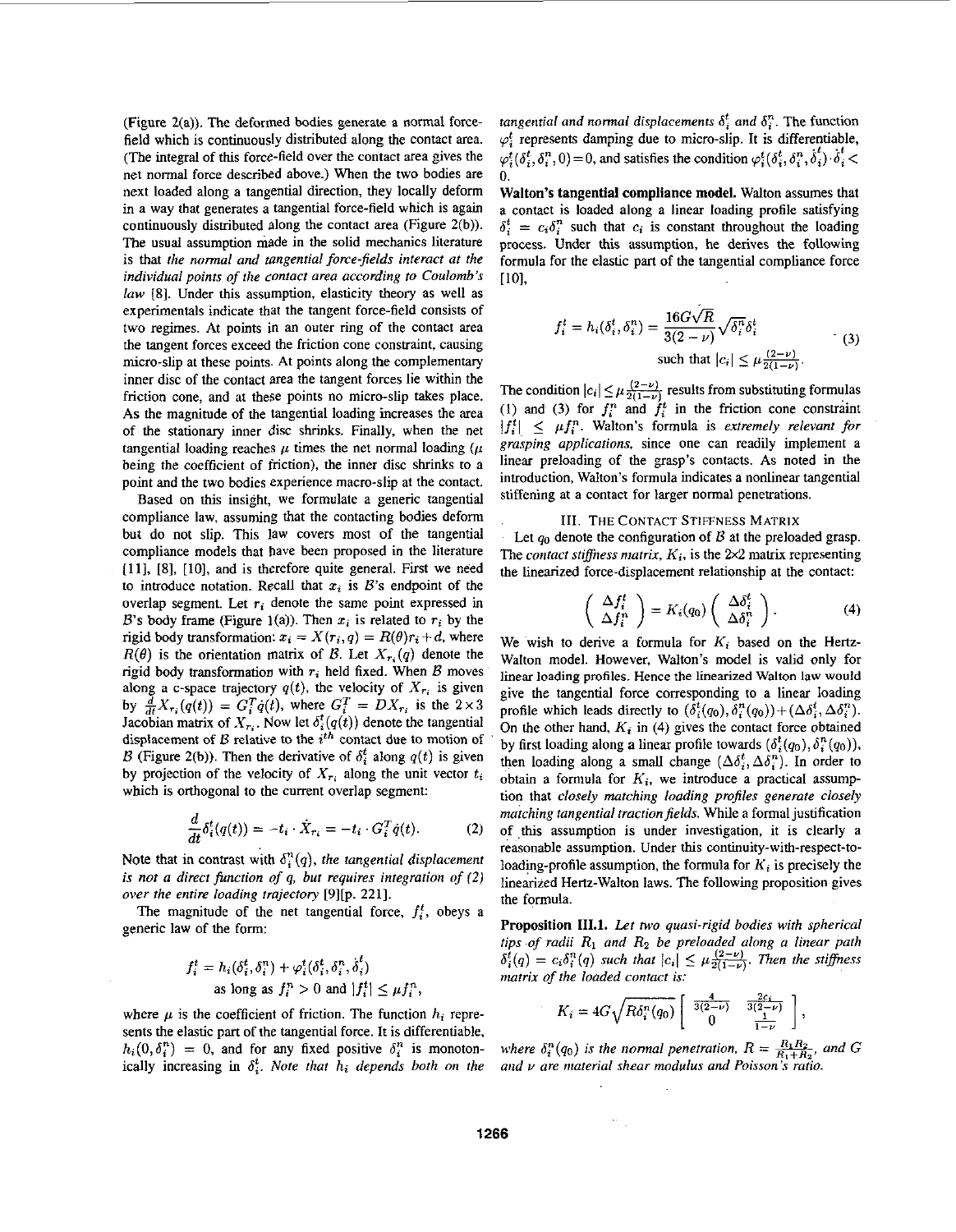(Figure 2(a)). The deformed bodies generate a normal force-field which is continuously distributed along the contact area. (The integral of this force-field over the contact area gives the net normal force described above.) When the two bodies are next loaded along a tangential direction, they locally deform in a way that generates a tangential force-field which is again continuously distributed along the contact area (Figure 2(b)). The usual assumption made in the solid mechanics literature is that *the normal and tangential force-fields interact at the individual points of the contact area according to Coulomb's law* [8]. Under this assumption, elasticity theory as well as experimentals indicate that the tangent force-field consists of two regimes. At points in an outer ring of the contact area the tangent forces exceed the friction cone constraint, causing micro-slip at these points. At points along the complementary inner disc of the contact area the tangent forces lie within the friction cone, and at these points no micro-slip takes place. As the magnitude of the tangential loading increases the area of the stationary inner disc shrinks. Finally, when the net tangential loading reaches $\mu$ times the net normal loading ($\mu$ being the coefficient of friction), the inner disc shrinks to a point and the two bodies experience macro-slip at the contact.

Based on this insight, we formulate a generic tangential compliance law, assuming that the contacting bodies deform but do not slip. This law covers most of the tangential compliance models that have been proposed in the literature [11], [8], [10], and is therefore quite general. First we need to introduce notation. Recall that $x_i$ is $\mathcal{B}$'s endpoint of the overlap segment. Let $r_i$ denote the same point expressed in $\mathcal{B}$'s body frame (Figure 1(a)). Then $x_i$ is related to $r_i$ by the rigid body transformation: $x_i = X(r_i, q) = R(\theta)r_i + d$, where $R(\theta)$ is the orientation matrix of $\mathcal{B}$. Let $X_{r_i}(q)$ denote the rigid body transformation with $r_i$ held fixed. When $\mathcal{B}$ moves along a c-space trajectory $q(t)$, the velocity of $X_{r_i}$ is given by $\frac{d}{dt}X_{r_i}(q(t)) = G_i^T\dot{q}(t)$, where $G_i^T = DX_{r_i}$ is the $2\times 3$ Jacobian matrix of $X_{r_i}$. Now let $\delta_i^t(q(t))$ denote the tangential displacement of $\mathcal{B}$ relative to the $i^{th}$ contact due to motion of $\mathcal{B}$ (Figure 2(b)). Then the derivative of $\delta_i^t$ along $q(t)$ is given by projection of the velocity of $X_{r_i}$ along the unit vector $t_i$ which is orthogonal to the current overlap segment:

$$\frac{d}{dt}\delta_i^t(q(t)) = -t_i \cdot \dot{X}_{r_i} = -t_i \cdot G_i^T \dot{q}(t). \tag{2}$$

Note that in contrast with $\delta_i^n(q)$, *the tangential displacement is not a direct function of q, but requires integration of (2) over the entire loading trajectory* [9][p. 221].

The magnitude of the net tangential force, $f_i^t$, obeys a generic law of the form:

$$f_i^t = h_i(\delta_i^t, \delta_i^n) + \varphi_i^t(\delta_i^t, \delta_i^n, \dot{\delta}_i^t)$$
$$\text{as long as } f_i^n > 0 \text{ and } |f_i^t| \le \mu f_i^n,$$

where $\mu$ is the coefficient of friction. The function $h_i$ represents the elastic part of the tangential force. It is differentiable, $h_i(0, \delta_i^n) = 0$, and for any fixed positive $\delta_i^n$ is monotonically increasing in $\delta_i^t$. *Note that $h_i$ depends both on the tangential and normal displacements $\delta_i^t$ and $\delta_i^n$.* The function $\varphi_i^t$ represents damping due to micro-slip. It is differentiable, $\varphi_i^t(\delta_i^t, \delta_i^n, 0) = 0$, and satisfies the condition $\varphi_i^t(\delta_i^t, \delta_i^n, \dot{\delta}_i^t) \cdot \dot{\delta}_i^t < 0$.

**Walton's tangential compliance model.** Walton assumes that a contact is loaded along a linear loading profile satisfying $\delta_i^t = c_i\delta_i^n$ such that $c_i$ is constant throughout the loading process. Under this assumption, he derives the following formula for the elastic part of the tangential compliance force [10],

$$f_i^t = h_i(\delta_i^t, \delta_i^n) = \frac{16G\sqrt{R}}{3(2-\nu)}\sqrt{\delta_i^n}\delta_i^t$$
$$\text{such that } |c_i| \le \mu\frac{(2-\nu)}{2(1-\nu)}. \tag{3}$$

The condition $|c_i| \le \mu\frac{(2-\nu)}{2(1-\nu)}$ results from substituting formulas (1) and (3) for $f_i^n$ and $f_i^t$ in the friction cone constraint $|f_i^t| \le \mu f_i^n$. Walton's formula is *extremely relevant for grasping applications*, since one can readily implement a linear preloading of the grasp's contacts. As noted in the introduction, Walton's formula indicates a nonlinear tangential stiffening at a contact for larger normal penetrations.

## III. The Contact Stiffness Matrix

Let $q_0$ denote the configuration of $\mathcal{B}$ at the preloaded grasp. The *contact stiffness matrix*, $K_i$, is the $2\times 2$ matrix representing the linearized force-displacement relationship at the contact:

$$\begin{pmatrix} \Delta f_i^t \\ \Delta f_i^n \end{pmatrix} = K_i(q_0)\begin{pmatrix} \Delta\delta_i^t \\ \Delta\delta_i^n \end{pmatrix}. \tag{4}$$

We wish to derive a formula for $K_i$ based on the Hertz-Walton model. However, Walton's model is valid only for linear loading profiles. Hence the linearized Walton law would give the tangential force corresponding to a linear loading profile which leads directly to $(\delta_i^t(q_0), \delta_i^n(q_0)) + (\Delta\delta_i^t, \Delta\delta_i^n)$. On the other hand, $K_i$ in (4) gives the contact force obtained by first loading along a linear profile towards $(\delta_i^t(q_0), \delta_i^n(q_0))$, then loading along a small change $(\Delta\delta_i^t, \Delta\delta_i^n)$. In order to obtain a formula for $K_i$, we introduce a practical assumption that *closely matching loading profiles generate closely matching tangential traction fields.* While a formal justification of this assumption is under investigation, it is clearly a reasonable assumption. Under this continuity-with-respect-to-loading-profile assumption, the formula for $K_i$ is precisely the linearized Hertz-Walton laws. The following proposition gives the formula.

**Proposition III.1.** *Let two quasi-rigid bodies with spherical tips of radii $R_1$ and $R_2$ be preloaded along a linear path $\delta_i^t(q) = c_i\delta_i^n(q)$ such that $|c_i| \le \mu\frac{(2-\nu)}{2(1-\nu)}$. Then the stiffness matrix of the loaded contact is:*

$$K_i = 4G\sqrt{R\delta_i^n(q_0)}\begin{bmatrix} \frac{4}{3(2-\nu)} & \frac{2c_i}{3(2-\nu)} \\ 0 & \frac{1}{1-\nu} \end{bmatrix},$$

*where $\delta_i^n(q_0)$ is the normal penetration, $R = \frac{R_1R_2}{R_1+R_2}$, and $G$ and $\nu$ are material shear modulus and Poisson's ratio.*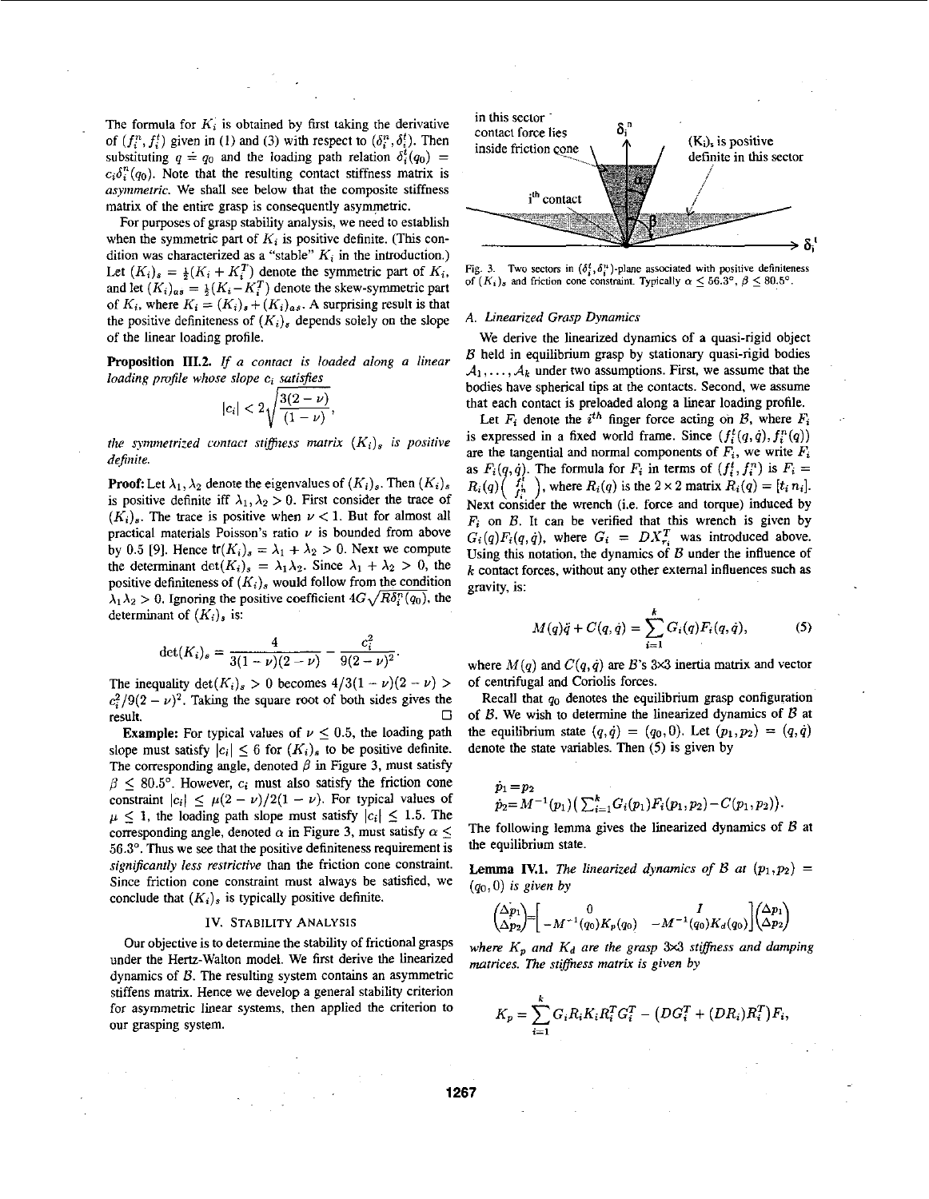The formula for $K_i$ is obtained by first taking the derivative of $(f_i^n, f_i^t)$ given in (1) and (3) with respect to $(\delta_i^n, \delta_i^t)$. Then substituting $q = q_0$ and the loading path relation $\delta_i^t(q_0) = c_i \delta_i^n(q_0)$. Note that the resulting contact stiffness matrix is *asymmetric*. We shall see below that the composite stiffness matrix of the entire grasp is consequently asymmetric.

For purposes of grasp stability analysis, we need to establish when the symmetric part of $K_i$ is positive definite. (This condition was characterized as a "stable" $K_i$ in the introduction.) Let $(K_i)_s = \frac{1}{2}(K_i + K_i^T)$ denote the symmetric part of $K_i$, and let $(K_i)_{as} = \frac{1}{2}(K_i - K_i^T)$ denote the skew-symmetric part of $K_i$, where $K_i = (K_i)_s + (K_i)_{as}$. A surprising result is that the positive definiteness of $(K_i)_s$ depends solely on the slope of the linear loading profile.

**Proposition III.2.** *If a contact is loaded along a linear loading profile whose slope $c_i$ satisfies*

$$|c_i| < 2\sqrt{\frac{3(2-\nu)}{(1-\nu)}},$$

*the symmetrized contact stiffness matrix $(K_i)_s$ is positive definite.*

**Proof:** Let $\lambda_1, \lambda_2$ denote the eigenvalues of $(K_i)_s$. Then $(K_i)_s$ is positive definite iff $\lambda_1, \lambda_2 > 0$. First consider the trace of $(K_i)_s$. The trace is positive when $\nu < 1$. But for almost all practical materials Poisson's ratio $\nu$ is bounded from above by 0.5 [9]. Hence $\text{tr}(K_i)_s = \lambda_1 + \lambda_2 > 0$. Next we compute the determinant $\det(K_i)_s = \lambda_1 \lambda_2$. Since $\lambda_1 + \lambda_2 > 0$, the positive definiteness of $(K_i)_s$ would follow from the condition $\lambda_1 \lambda_2 > 0$. Ignoring the positive coefficient $4G\sqrt{R\delta_i^n(q_0)}$, the determinant of $(K_i)_s$ is:

$$\det(K_i)_s = \frac{4}{3(1-\nu)(2-\nu)} - \frac{c_i^2}{9(2-\nu)^2}.$$

The inequality $\det(K_i)_s > 0$ becomes $4/3(1-\nu)(2-\nu) > c_i^2/9(2-\nu)^2$. Taking the square root of both sides gives the result. □

**Example:** For typical values of $\nu \leq 0.5$, the loading path slope must satisfy $|c_i| \leq 6$ for $(K_i)_s$ to be positive definite. The corresponding angle, denoted $\beta$ in Figure 3, must satisfy $\beta \leq 80.5°$. However, $c_i$ must also satisfy the friction cone constraint $|c_i| \leq \mu(2-\nu)/2(1-\nu)$. For typical values of $\mu \leq 1$, the loading path slope must satisfy $|c_i| \leq 1.5$. The corresponding angle, denoted $\alpha$ in Figure 3, must satisfy $\alpha \leq 56.3°$. Thus we see that the positive definiteness requirement is *significantly less restrictive* than the friction cone constraint. Since friction cone constraint must always be satisfied, we conclude that $(K_i)_s$ is typically positive definite.

## IV. Stability Analysis

Our objective is to determine the stability of frictional grasps under the Hertz-Walton model. We first derive the linearized dynamics of $\mathcal{B}$. The resulting system contains an asymmetric stiffens matrix. Hence we develop a general stability criterion for asymmetric linear systems, then applied the criterion to our grasping system.

Fig. 3. Two sectors in $(\delta_i^t, \delta_i^n)$-plane associated with positive definiteness of $(K_i)_s$ and friction cone constraint. Typically $\alpha \leq 56.3°$, $\beta \leq 80.5°$.

### A. Linearized Grasp Dynamics

We derive the linearized dynamics of a quasi-rigid object $\mathcal{B}$ held in equilibrium grasp by stationary quasi-rigid bodies $\mathcal{A}_1, \ldots, \mathcal{A}_k$ under two assumptions. First, we assume that the bodies have spherical tips at the contacts. Second, we assume that each contact is preloaded along a linear loading profile.

Let $F_i$ denote the $i^{th}$ finger force acting on $\mathcal{B}$, where $F_i$ is expressed in a fixed world frame. Since $(f_i^t(q,\dot{q}), f_i^n(q))$ are the tangential and normal components of $F_i$, we write $F_i$ as $F_i(q,\dot{q})$. The formula for $F_i$ in terms of $(f_i^t, f_i^n)$ is $F_i = R_i(q)\begin{pmatrix} f_i^t \\ f_i^n \end{pmatrix}$, where $R_i(q)$ is the $2 \times 2$ matrix $R_i(q) = [t_i \; n_i]$. Next consider the wrench (i.e. force and torque) induced by $F_i$ on $\mathcal{B}$. It can be verified that this wrench is given by $G_i(q)F_i(q,\dot{q})$, where $G_i = DX_{r_i}^T$ was introduced above. Using this notation, the dynamics of $\mathcal{B}$ under the influence of $k$ contact forces, without any other external influences such as gravity, is:

$$M(q)\ddot{q} + C(q,\dot{q}) = \sum_{i=1}^{k} G_i(q)F_i(q,\dot{q}), \tag{5}$$

where $M(q)$ and $C(q,\dot{q})$ are $\mathcal{B}$'s 3x3 inertia matrix and vector of centrifugal and Coriolis forces.

Recall that $q_0$ denotes the equilibrium grasp configuration of $\mathcal{B}$. We wish to determine the linearized dynamics of $\mathcal{B}$ at the equilibrium state $(q,\dot{q}) = (q_0, 0)$. Let $(p_1, p_2) = (q, \dot{q})$ denote the state variables. Then (5) is given by

$$\dot{p}_1 = p_2$$
$$\dot{p}_2 = M^{-1}(p_1)\left(\textstyle\sum_{i=1}^{k} G_i(p_1)F_i(p_1,p_2) - C(p_1,p_2)\right).$$

The following lemma gives the linearized dynamics of $\mathcal{B}$ at the equilibrium state.

**Lemma IV.1.** *The linearized dynamics of $\mathcal{B}$ at $(p_1,p_2) = (q_0, 0)$ is given by*

$$\begin{pmatrix} \Delta\dot{p}_1 \\ \Delta\dot{p}_2 \end{pmatrix} = \begin{bmatrix} 0 & I \\ -M^{-1}(q_0)K_p(q_0) & -M^{-1}(q_0)K_d(q_0) \end{bmatrix} \begin{pmatrix} \Delta p_1 \\ \Delta p_2 \end{pmatrix}$$

*where $K_p$ and $K_d$ are the grasp 3x3 stiffness and damping matrices. The stiffness matrix is given by*

$$K_p = \sum_{i=1}^{k} G_i R_i K_i R_i^T G_i^T - \left(DG_i^T + (DR_i)R_i^T\right)F_i,$$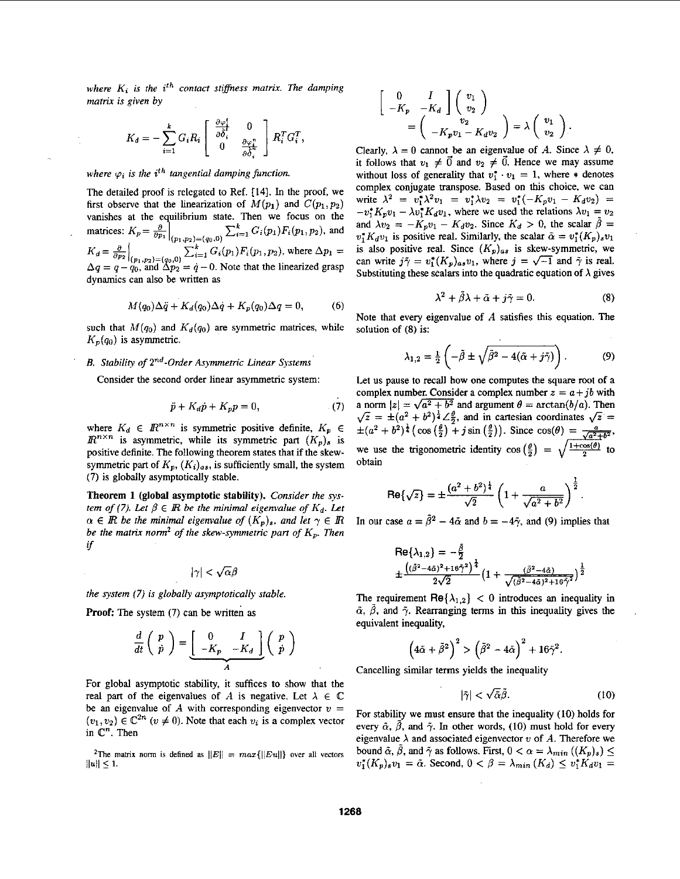*where $K_i$ is the $i^{th}$ contact stiffness matrix. The damping matrix is given by*

$$K_d = -\sum_{i=1}^{k} G_i R_i \begin{bmatrix} \frac{\partial \varphi_i^t}{\partial \dot{\delta}_i^t} & 0 \\ 0 & \frac{\partial \varphi_i^n}{\partial \dot{\delta}_i^n} \end{bmatrix} R_i^T G_i^T,$$

*where $\varphi_i$ is the $i^{th}$ tangential damping function.*

The detailed proof is relegated to Ref. [14]. In the proof, we first observe that the linearization of $M(p_1)$ and $C(p_1, p_2)$ vanishes at the equilibrium state. Then we focus on the matrices: $K_p = \frac{\partial}{\partial p_1}\Big|_{(p_1,p_2)=(q_0,0)} \sum_{i=1}^k G_i(p_1)F_i(p_1,p_2)$, and $K_d = \frac{\partial}{\partial p_2}\Big|_{(p_1,p_2)=(q_0,0)} \sum_{i=1}^k G_i(p_1)F_i(p_1,p_2)$, where $\Delta p_1 = \Delta q = q - q_0$, and $\Delta p_2 = \dot{q} - 0$. Note that the linearized grasp dynamics can also be written as

$$M(q_0)\Delta\ddot{q} + K_d(q_0)\Delta\dot{q} + K_p(q_0)\Delta q = 0, \tag{6}$$

such that $M(q_0)$ and $K_d(q_0)$ are symmetric matrices, while $K_p(q_0)$ is asymmetric.

### B. Stability of $2^{nd}$-Order Asymmetric Linear Systems

Consider the second order linear asymmetric system:

$$\ddot{p} + K_d\dot{p} + K_p p = 0, \tag{7}$$

where $K_d \in \mathbb{R}^{n\times n}$ is symmetric positive definite, $K_p \in \mathbb{R}^{n\times n}$ is asymmetric, while its symmetric part $(K_p)_s$ is positive definite. The following theorem states that if the skew-symmetric part of $K_p$, $(K_i)_{as}$, is sufficiently small, the system (7) is globally asymptotically stable.

**Theorem 1 (global asymptotic stability).** *Consider the system of (7). Let $\beta \in \mathbb{R}$ be the minimal eigenvalue of $K_d$. Let $\alpha \in \mathbb{R}$ be the minimal eigenvalue of $(K_p)_s$, and let $\gamma \in \mathbb{R}$ be the matrix norm[2] of the skew-symmetric part of $K_p$. Then if*

$$|\gamma| < \sqrt{\alpha}\beta$$

*the system (7) is globally asymptotically stable.*

**Proof:** The system (7) can be written as

$$\frac{d}{dt}\begin{pmatrix} p \\ \dot{p} \end{pmatrix} = \underbrace{\begin{bmatrix} 0 & I \\ -K_p & -K_d \end{bmatrix}}_{A} \begin{pmatrix} p \\ \dot{p} \end{pmatrix}$$

For global asymptotic stability, it suffices to show that the real part of the eigenvalues of $A$ is negative. Let $\lambda \in \mathbb{C}$ be an eigenvalue of $A$ with corresponding eigenvector $v = (v_1, v_2) \in \mathbb{C}^{2n}$ ($v \neq 0$). Note that each $v_i$ is a complex vector in $\mathbb{C}^n$. Then

$$\begin{bmatrix} 0 & I \\ -K_p & -K_d \end{bmatrix}\begin{pmatrix} v_1 \\ v_2 \end{pmatrix} = \begin{pmatrix} v_2 \\ -K_p v_1 - K_d v_2 \end{pmatrix} = \lambda \begin{pmatrix} v_1 \\ v_2 \end{pmatrix}.$$

Clearly, $\lambda = 0$ cannot be an eigenvalue of $A$. Since $\lambda \neq 0$, it follows that $v_1 \neq \vec{0}$ and $v_2 \neq \vec{0}$. Hence we may assume without loss of generality that $v_1^* \cdot v_1 = 1$, where $*$ denotes complex conjugate transpose. Based on this choice, we can write $\lambda^2 = v_1^*\lambda^2 v_1 = v_1^*\lambda v_2 = v_1^*(-K_p v_1 - K_d v_2) = -v_1^* K_p v_1 - \lambda v_1^* K_d v_1$, where we used the relations $\lambda v_1 = v_2$ and $\lambda v_2 = -K_p v_1 - K_d v_2$. Since $K_d > 0$, the scalar $\tilde{\beta} = v_1^* K_d v_1$ is positive real. Similarly, the scalar $\tilde{\alpha} = v_1^*(K_p)_s v_1$ is also positive real. Since $(K_p)_{as}$ is skew-symmetric, we can write $j\tilde{\gamma} = v_1^*(K_p)_{as} v_1$, where $j = \sqrt{-1}$ and $\tilde{\gamma}$ is real. Substituting these scalars into the quadratic equation of $\lambda$ gives

$$\lambda^2 + \tilde{\beta}\lambda + \tilde{\alpha} + j\tilde{\gamma} = 0. \tag{8}$$

Note that every eigenvalue of $A$ satisfies this equation. The solution of (8) is:

$$\lambda_{1,2} = \tfrac{1}{2}\left(-\tilde{\beta} \pm \sqrt{\tilde{\beta}^2 - 4(\tilde{\alpha} + j\tilde{\gamma})}\right). \tag{9}$$

Let us pause to recall how one computes the square root of a complex number. Consider a complex number $z = a + jb$ with a norm $|z| = \sqrt{a^2 + b^2}$ and argument $\theta = \arctan(b/a)$. Then $\sqrt{z} = \pm(a^2+b^2)^{\frac{1}{4}}\angle\frac{\theta}{2}$, and in cartesian coordinates $\sqrt{z} = \pm(a^2+b^2)^{\frac{1}{4}}\left(\cos\left(\frac{\theta}{2}\right) + j\sin\left(\frac{\theta}{2}\right)\right)$. Since $\cos(\theta) = \frac{a}{\sqrt{a^2+b^2}}$, we use the trigonometric identity $\cos\left(\frac{\theta}{2}\right) = \sqrt{\frac{1+\cos(\theta)}{2}}$ to obtain

$$\text{Re}\{\sqrt{z}\} = \pm\frac{(a^2+b^2)^{\frac{1}{4}}}{\sqrt{2}}\left(1 + \frac{a}{\sqrt{a^2+b^2}}\right)^{\frac{1}{2}}.$$

In our case $a = \tilde{\beta}^2 - 4\tilde{\alpha}$ and $b = -4\tilde{\gamma}$, and (9) implies that

$$\text{Re}\{\lambda_{1,2}\} = -\frac{\tilde{\beta}}{2} \pm \frac{\left((\tilde{\beta}^2 - 4\tilde{\alpha})^2 + 16\tilde{\gamma}^2\right)^{\frac{1}{4}}}{2\sqrt{2}}\left(1 + \frac{(\tilde{\beta}^2 - 4\tilde{\alpha})}{\sqrt{(\tilde{\beta}^2 - 4\tilde{\alpha})^2 + 16\tilde{\gamma}^2}}\right)^{\frac{1}{2}}$$

The requirement $\text{Re}\{\lambda_{1,2}\} < 0$ introduces an inequality in $\tilde{\alpha}$, $\tilde{\beta}$, and $\tilde{\gamma}$. Rearranging terms in this inequality gives the equivalent inequality,

$$\left(4\tilde{\alpha} + \tilde{\beta}^2\right)^2 > \left(\tilde{\beta}^2 - 4\tilde{\alpha}\right)^2 + 16\tilde{\gamma}^2.$$

Cancelling similar terms yields the inequality

$$|\tilde{\gamma}| < \sqrt{\tilde{\alpha}}\tilde{\beta}. \tag{10}$$

For stability we must ensure that the inequality (10) holds for every $\tilde{\alpha}$, $\tilde{\beta}$, and $\tilde{\gamma}$. In other words, (10) must hold for every eigenvalue $\lambda$ and associated eigenvector $v$ of $A$. Therefore we bound $\tilde{\alpha}$, $\tilde{\beta}$, and $\tilde{\gamma}$ as follows. First, $0 < \alpha = \lambda_{min}((K_p)_s) \leq v_1^*(K_p)_s v_1 = \tilde{\alpha}$. Second, $0 < \beta = \lambda_{min}(K_d) \leq v_1^* K_d v_1 =$

[2] The matrix norm is defined as $\|E\| = max\{\|Eu\|\}$ over all vectors $\|u\| \leq 1$.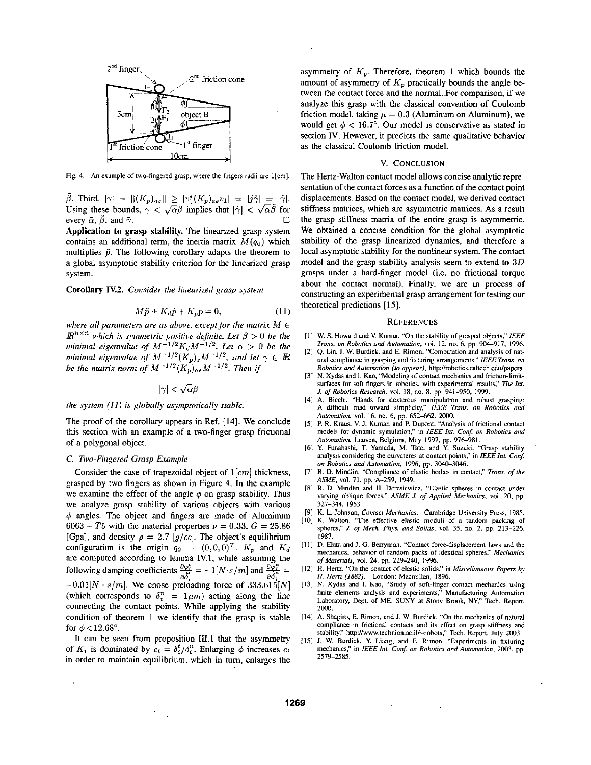2nd finger

2nd friction cone

$t_2$

$\phi$

5cm

$n_2$ $F_2$

object B

$n_1$ $F_1$

$\phi$

$t_1$

1st friction cone

1st finger

10cm

Fig. 4. An example of two-fingered grasp, where the fingers radii are 1[cm].

$\tilde{\beta}$. Third, $|\gamma| = \|(K_p)_{as}\| \geq |v_1^*(K_p)_{as}v_1| = |j\tilde{\gamma}| = |\tilde{\gamma}|$. Using these bounds, $\gamma < \sqrt{\alpha}\beta$ implies that $|\tilde{\gamma}| < \sqrt{\tilde{\alpha}}\tilde{\beta}$ for every $\tilde{\alpha}$, $\tilde{\beta}$, and $\tilde{\gamma}$. □

**Application to grasp stability.** The linearized grasp system contains an additional term, the inertia matrix $M(q_0)$ which multiplies $\ddot{p}$. The following corollary adapts the theorem to a global asymptotic stability criterion for the linearized grasp system.

**Corollary IV.2.** *Consider the linearized grasp system*

$$M\ddot{p} + K_d\dot{p} + K_p p = 0, \tag{11}$$

*where all parameters are as above, except for the matrix $M \in \mathbb{R}^{n\times n}$ which is symmetric positive definite. Let $\beta > 0$ be the minimal eigenvalue of $M^{-1/2}K_dM^{-1/2}$. Let $\alpha > 0$ be the minimal eigenvalue of $M^{-1/2}(K_p)_sM^{-1/2}$, and let $\gamma \in \mathbb{R}$ be the matrix norm of $M^{-1/2}(K_p)_{as}M^{-1/2}$. Then if*

$$|\gamma| < \sqrt{\alpha}\beta$$

*the system (11) is globally asymptotically stable.*

The proof of the corollary appears in Ref. [14]. We conclude this section with an example of a two-finger grasp frictional of a polygonal object.

### C. Two-Fingered Grasp Example

Consider the case of trapezoidal object of $1[cm]$ thickness, grasped by two fingers as shown in Figure 4. In the example we examine the effect of the angle $\phi$ on grasp stability. Thus we analyze grasp stability of various objects with various $\phi$ angles. The object and fingers are made of Aluminum $6063 - T5$ with the material properties $\nu = 0.33$, $G = 25.86$ [Gpa], and density $\rho = 2.7$ $[g/cc]$. The object's equilibrium configuration is the origin $q_0 = (0, 0, 0)^T$. $K_p$ and $K_d$ are computed according to lemma IV.1, while assuming the following damping coefficients $\frac{\partial \varphi_i^t}{\partial \dot{\delta}_i^t} = -1[N \cdot s/m]$ and $\frac{\partial \varphi_i^n}{\partial \dot{\delta}_i^n} = -0.01[N \cdot s/m]$. We chose preloading force of $333.615[N]$ (which corresponds to $\delta_i^n = 1\mu m$) acting along the line connecting the contact points. While applying the stability condition of theorem 1 we identify that the grasp is stable for $\phi < 12.68°$.

It can be seen from proposition III.1 that the asymmetry of $K_i$ is dominated by $c_i = \delta_i^t/\delta_i^n$. Enlarging $\phi$ increases $c_i$ in order to maintain equilibrium, which in turn, enlarges the asymmetry of $K_p$. Therefore, theorem 1 which bounds the amount of asymmetry of $K_p$ practically bounds the angle between the contact force and the normal. For comparison, if we analyze this grasp with the classical convention of Coulomb friction model, taking $\mu = 0.3$ (Aluminum on Aluminum), we would get $\phi < 16.7°$. Our model is conservative as stated in section IV. However, it predicts the same qualitative behavior as the classical Coulomb friction model.

## V. Conclusion

The Hertz-Walton contact model allows concise analytic representation of the contact forces as a function of the contact point displacements. Based on the contact model, we derived contact stiffness matrices, which are asymmetric matrices. As a result the grasp stiffness matrix of the entire grasp is asymmetric. We obtained a concise condition for the global asymptotic stability of the grasp linearized dynamics, and therefore a local asymptotic stability for the nonlinear system. The contact model and the grasp stability analysis seem to extend to $3D$ grasps under a hard-finger model (i.e. no frictional torque about the contact normal). Finally, we are in process of constructing an experimental grasp arrangement for testing our theoretical predictions [15].

## References

[1] W. S. Howard and V. Kumar, "On the stability of grasped objects," *IEEE Trans. on Robotics and Automation*, vol. 12, no. 6, pp. 904–917, 1996.

[2] Q. Lin, J. W. Burdick, and E. Rimon, "Computation and analysis of natural compliance in grasping and fixturing arrangements," *IEEE Trans. on Robotics and Automation (to appear)*, http://robotics.caltech.edu/papers.

[3] N. Xydas and I. Kao, "Modeling of contact mechanics and friction-limit-surfaces for soft fingers in robotics, with experimental results," *The Int. J. of Robotics Research*, vol. 18, no. 8, pp. 941–950, 1999.

[4] A. Bicchi, "Hands for dexterous manipulation and robust grasping: A difficult road toward simplicity," *IEEE Trans. on Robotics and Automation*, vol. 16, no. 6, pp. 652–662, 2000.

[5] P. R. Kraus, V. J. Kumar, and P. Dupont, "Analysis of frictional contact models for dynamic symulation," in *IEEE Int. Conf. on Robotics and Automation*, Leuven, Belgium, May 1997, pp. 976–981.

[6] Y. Funahashi, T. Yamada, M. Tate, and Y. Suzuki, "Grasp stability analysis considering the curvatures at contact points," in *IEEE Int. Conf. on Robotics and Automation*, 1996, pp. 3040–3046.

[7] R. D. Mindlin, "Compliance of elastic bodies in contact," *Trans. of the ASME*, vol. 71, pp. A-259, 1949.

[8] R. D. Mindlin and H. Deresiewicz, "Elastic spheres in contact under varying oblique forces," *ASME J. of Applied Mechanics*, vol. 20, pp. 327–344, 1953.

[9] K. L. Johnson, *Contact Mechanics*. Cambridge University Press, 1985.

[10] K. Walton, "The effective elastic moduli of a random packing of spheres," *J. of Mech. Phys. and Solids*, vol. 35, no. 2, pp. 213–226, 1987.

[11] D. Elata and J. G. Berryman, "Contact force-displacement laws and the mechanical behavior of random packs of identical spheres," *Mechanics of Materials*, vol. 24, pp. 229–240, 1996.

[12] H. Hertz, "On the contact of elastic solids," in *Miscellaneous Papers by H. Hertz (1882)*. London: Macmillan, 1896.

[13] N. Xydas and I. Kao, "Study of soft-finger contact mechanics using finite elements analysis and experiments," Manufacturing Automation Laboratory, Dept. of ME, SUNY at Stony Brook, NY," Tech. Report, 2000.

[14] A. Shapiro, E. Rimon, and J. W. Burdick, "On the mechanics of natural compliance in frictional contacts and its effect on grasp stiffness and stability," http://www.technion.ac.il/~robots," Tech. Report, July 2003.

[15] J. W. Burdick, Y. Liang, and E. Rimon, "Experiments in fixturing mechanics," in *IEEE Int. Conf. on Robotics and Automation*, 2003, pp. 2579–2585.